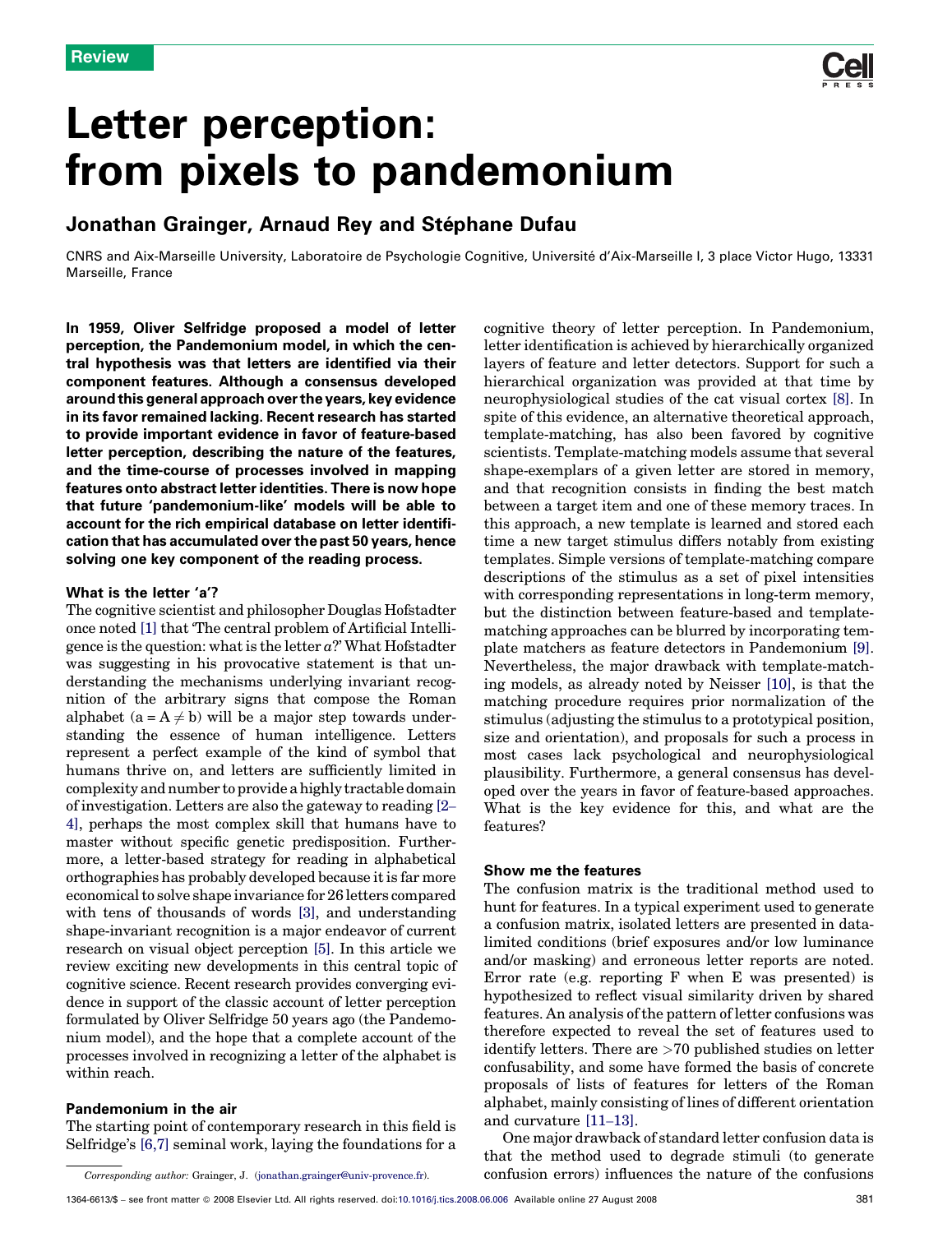Review

# Letter perception: from pixels to pandemonium

## Jonathan Grainger, Arnaud Rey and Stéphane Dufau

CNRS and Aix-Marseille University, Laboratoire de Psychologie Cognitive, Université d'Aix-Marseille I, 3 place Victor Hugo, 13331 Marseille, France

**In 1959, Oliver Selfridge proposed a model of letter perception, the Pandemonium model, in which the central hypothesis was that letters are identified via their component features. Although a consensus developed around this general approach over the years, key evidence in its favor remained lacking. Recent research has started to provide important evidence in favor of feature-based letter perception, describing the nature of the features, and the time-course of processes involved in mapping features onto abstract letter identities. There is now hope that future 'pandemonium-like' models will be able to account for the rich empirical database on letter identification that has accumulated over the past 50 years, hence solving one key component of the reading process.**

### What is the letter 'a'?

The cognitive scientist and philosopher Douglas Hofstadter once noted [1] that 'The central problem of Artificial Intelligence is the question: what is the letter *a*?' What Hofstadter was suggesting in his provocative statement is that understanding the mechanisms underlying invariant recognition of the arbitrary signs that compose the Roman alphabet ($a = A \neq b$) will be a major step towards understanding the essence of human intelligence. Letters represent a perfect example of the kind of symbol that humans thrive on, and letters are sufficiently limited in complexity and number to provide a highly tractable domain of investigation. Letters are also the gateway to reading [2–4], perhaps the most complex skill that humans have to master without specific genetic predisposition. Furthermore, a letter-based strategy for reading in alphabetical orthographies has probably developed because it is far more economical to solve shape invariance for 26 letters compared with tens of thousands of words [3], and understanding shape-invariant recognition is a major endeavor of current research on visual object perception [5]. In this article we review exciting new developments in this central topic of cognitive science. Recent research provides converging evidence in support of the classic account of letter perception formulated by Oliver Selfridge 50 years ago (the Pandemonium model), and the hope that a complete account of the processes involved in recognizing a letter of the alphabet is within reach.

### Pandemonium in the air

The starting point of contemporary research in this field is Selfridge's [6,7] seminal work, laying the foundations for a cognitive theory of letter perception. In Pandemonium, letter identification is achieved by hierarchically organized layers of feature and letter detectors. Support for such a hierarchical organization was provided at that time by neurophysiological studies of the cat visual cortex [8]. In spite of this evidence, an alternative theoretical approach, template-matching, has also been favored by cognitive scientists. Template-matching models assume that several shape-exemplars of a given letter are stored in memory, and that recognition consists in finding the best match between a target item and one of these memory traces. In this approach, a new template is learned and stored each time a new target stimulus differs notably from existing templates. Simple versions of template-matching compare descriptions of the stimulus as a set of pixel intensities with corresponding representations in long-term memory, but the distinction between feature-based and template-matching approaches can be blurred by incorporating template matchers as feature detectors in Pandemonium [9]. Nevertheless, the major drawback with template-matching models, as already noted by Neisser [10], is that the matching procedure requires prior normalization of the stimulus (adjusting the stimulus to a prototypical position, size and orientation), and proposals for such a process in most cases lack psychological and neurophysiological plausibility. Furthermore, a general consensus has developed over the years in favor of feature-based approaches. What is the key evidence for this, and what are the features?

### Show me the features

The confusion matrix is the traditional method used to hunt for features. In a typical experiment used to generate a confusion matrix, isolated letters are presented in data-limited conditions (brief exposures and/or low luminance and/or masking) and erroneous letter reports are noted. Error rate (e.g. reporting F when E was presented) is hypothesized to reflect visual similarity driven by shared features. An analysis of the pattern of letter confusions was therefore expected to reveal the set of features used to identify letters. There are >70 published studies on letter confusability, and some have formed the basis of concrete proposals of lists of features for letters of the Roman alphabet, mainly consisting of lines of different orientation and curvature [11–13].

One major drawback of standard letter confusion data is that the method used to degrade stimuli (to generate confusion errors) influences the nature of the confusions

*Corresponding author:* Grainger, J. (jonathan.grainger@univ-provence.fr).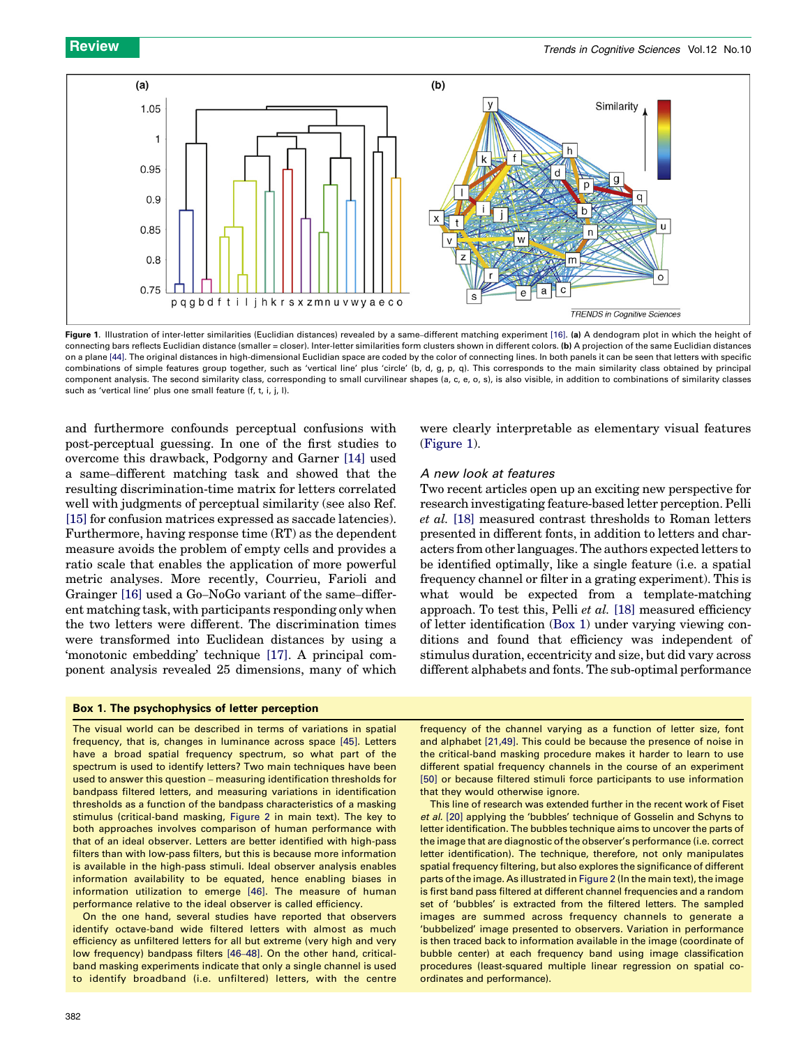Figure 1. Illustration of inter-letter similarities (Euclidian distances) revealed by a same–different matching experiment [16]. **(a)** A dendogram plot in which the height of connecting bars reflects Euclidian distance (smaller = closer). Inter-letter similarities form clusters shown in different colors. **(b)** A projection of the same Euclidian distances on a plane [44]. The original distances in high-dimensional Euclidian space are coded by the color of connecting lines. In both panels it can be seen that letters with specific combinations of simple features group together, such as 'vertical line' plus 'circle' (b, d, g, p, q). This corresponds to the main similarity class obtained by principal component analysis. The second similarity class, corresponding to small curvilinear shapes (a, c, e, o, s), is also visible, in addition to combinations of similarity classes such as 'vertical line' plus one small feature (f, t, i, j, l).

and furthermore confounds perceptual confusions with post-perceptual guessing. In one of the first studies to overcome this drawback, Podgorny and Garner [14] used a same–different matching task and showed that the resulting discrimination-time matrix for letters correlated well with judgments of perceptual similarity (see also Ref. [15] for confusion matrices expressed as saccade latencies). Furthermore, having response time (RT) as the dependent measure avoids the problem of empty cells and provides a ratio scale that enables the application of more powerful metric analyses. More recently, Courrieu, Farioli and Grainger [16] used a Go–NoGo variant of the same–different matching task, with participants responding only when the two letters were different. The discrimination times were transformed into Euclidean distances by using a 'monotonic embedding' technique [17]. A principal component analysis revealed 25 dimensions, many of which were clearly interpretable as elementary visual features (Figure 1).

### A new look at features

Two recent articles open up an exciting new perspective for research investigating feature-based letter perception. Pelli *et al.* [18] measured contrast thresholds to Roman letters presented in different fonts, in addition to letters and characters from other languages. The authors expected letters to be identified optimally, like a single feature (i.e. a spatial frequency channel or filter in a grating experiment). This is what would be expected from a template-matching approach. To test this, Pelli *et al.* [18] measured efficiency of letter identification (Box 1) under varying viewing conditions and found that efficiency was independent of stimulus duration, eccentricity and size, but did vary across different alphabets and fonts. The sub-optimal performance

**Box 1. The psychophysics of letter perception**

The visual world can be described in terms of variations in spatial frequency, that is, changes in luminance across space [45]. Letters have a broad spatial frequency spectrum, so what part of the spectrum is used to identify letters? Two main techniques have been used to answer this question – measuring identification thresholds for bandpass filtered letters, and measuring variations in identification thresholds as a function of the bandpass characteristics of a masking stimulus (critical-band masking, Figure 2 in main text). The key to both approaches involves comparison of human performance with that of an ideal observer. Letters are better identified with high-pass filters than with low-pass filters, but this is because more information is available in the high-pass stimuli. Ideal observer analysis enables information availability to be equated, hence enabling biases in information utilization to emerge [46]. The measure of human performance relative to the ideal observer is called efficiency.

On the one hand, several studies have reported that observers identify octave-band wide filtered letters with almost as much efficiency as unfiltered letters for all but extreme (very high and very low frequency) bandpass filters [46–48]. On the other hand, critical-band masking experiments indicate that only a single channel is used to identify broadband (i.e. unfiltered) letters, with the centre frequency of the channel varying as a function of letter size, font and alphabet [21,49]. This could be because the presence of noise in the critical-band masking procedure makes it harder to learn to use different spatial frequency channels in the course of an experiment [50] or because filtered stimuli force participants to use information that they would otherwise ignore.

This line of research was extended further in the recent work of Fiset *et al.* [20] applying the 'bubbles' technique of Gosselin and Schyns to letter identification. The bubbles technique aims to uncover the parts of the image that are diagnostic of the observer's performance (i.e. correct letter identification). The technique, therefore, not only manipulates spatial frequency filtering, but also explores the significance of different parts of the image. As illustrated in Figure 2 (In the main text), the image is first band pass filtered at different channel frequencies and a random set of 'bubbles' is extracted from the filtered letters. The sampled images are summed across frequency channels to generate a 'bubbelized' image presented to observers. Variation in performance is then traced back to information available in the image (coordinate of bubble center) at each frequency band using image classification procedures (least-squared multiple linear regression on spatial coordinates and performance).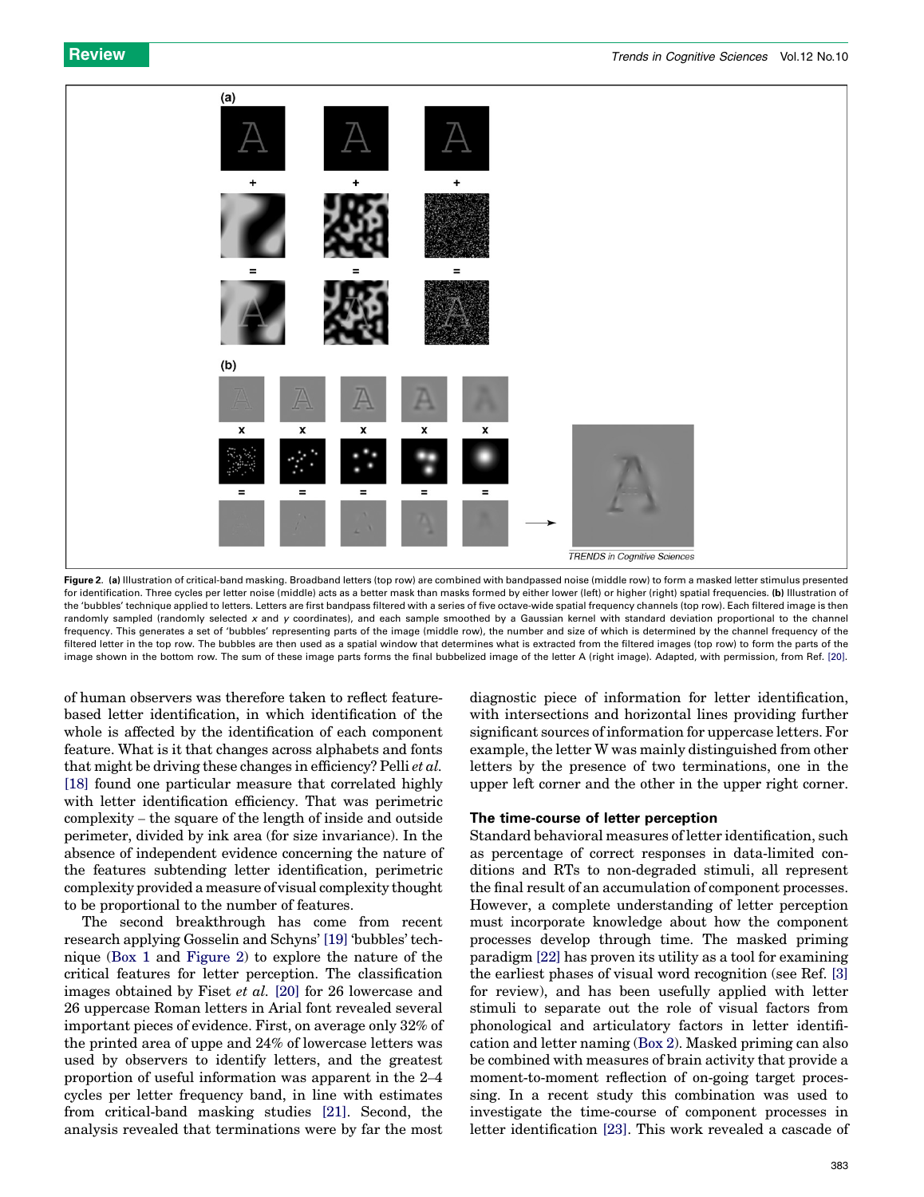**Figure 2.** **(a)** Illustration of critical-band masking. Broadband letters (top row) are combined with bandpassed noise (middle row) to form a masked letter stimulus presented for identification. Three cycles per letter noise (middle) acts as a better mask than masks formed by either lower (left) or higher (right) spatial frequencies. **(b)** Illustration of the 'bubbles' technique applied to letters. Letters are first bandpass filtered with a series of five octave-wide spatial frequency channels (top row). Each filtered image is then randomly sampled (randomly selected $x$ and $y$ coordinates), and each sample smoothed by a Gaussian kernel with standard deviation proportional to the channel frequency. This generates a set of 'bubbles' representing parts of the image (middle row), the number and size of which is determined by the channel frequency of the filtered letter in the top row. The bubbles are then used as a spatial window that determines what is extracted from the filtered images (top row) to form the parts of the image shown in the bottom row. The sum of these image parts forms the final bubbelized image of the letter A (right image). Adapted, with permission, from Ref. [20].

of human observers was therefore taken to reflect feature-based letter identification, in which identification of the whole is affected by the identification of each component feature. What is it that changes across alphabets and fonts that might be driving these changes in efficiency? Pelli *et al.* [18] found one particular measure that correlated highly with letter identification efficiency. That was perimetric complexity – the square of the length of inside and outside perimeter, divided by ink area (for size invariance). In the absence of independent evidence concerning the nature of the features subtending letter identification, perimetric complexity provided a measure of visual complexity thought to be proportional to the number of features.

The second breakthrough has come from recent research applying Gosselin and Schyns' [19] 'bubbles' technique (Box 1 and Figure 2) to explore the nature of the critical features for letter perception. The classification images obtained by Fiset *et al.* [20] for 26 lowercase and 26 uppercase Roman letters in Arial font revealed several important pieces of evidence. First, on average only 32% of the printed area of uppe and 24% of lowercase letters was used by observers to identify letters, and the greatest proportion of useful information was apparent in the 2–4 cycles per letter frequency band, in line with estimates from critical-band masking studies [21]. Second, the analysis revealed that terminations were by far the most diagnostic piece of information for letter identification, with intersections and horizontal lines providing further significant sources of information for uppercase letters. For example, the letter W was mainly distinguished from other letters by the presence of two terminations, one in the upper left corner and the other in the upper right corner.

## The time-course of letter perception

Standard behavioral measures of letter identification, such as percentage of correct responses in data-limited conditions and RTs to non-degraded stimuli, all represent the final result of an accumulation of component processes. However, a complete understanding of letter perception must incorporate knowledge about how the component processes develop through time. The masked priming paradigm [22] has proven its utility as a tool for examining the earliest phases of visual word recognition (see Ref. [3] for review), and has been usefully applied with letter stimuli to separate out the role of visual factors from phonological and articulatory factors in letter identification and letter naming (Box 2). Masked priming can also be combined with measures of brain activity that provide a moment-to-moment reflection of on-going target processing. In a recent study this combination was used to investigate the time-course of component processes in letter identification [23]. This work revealed a cascade of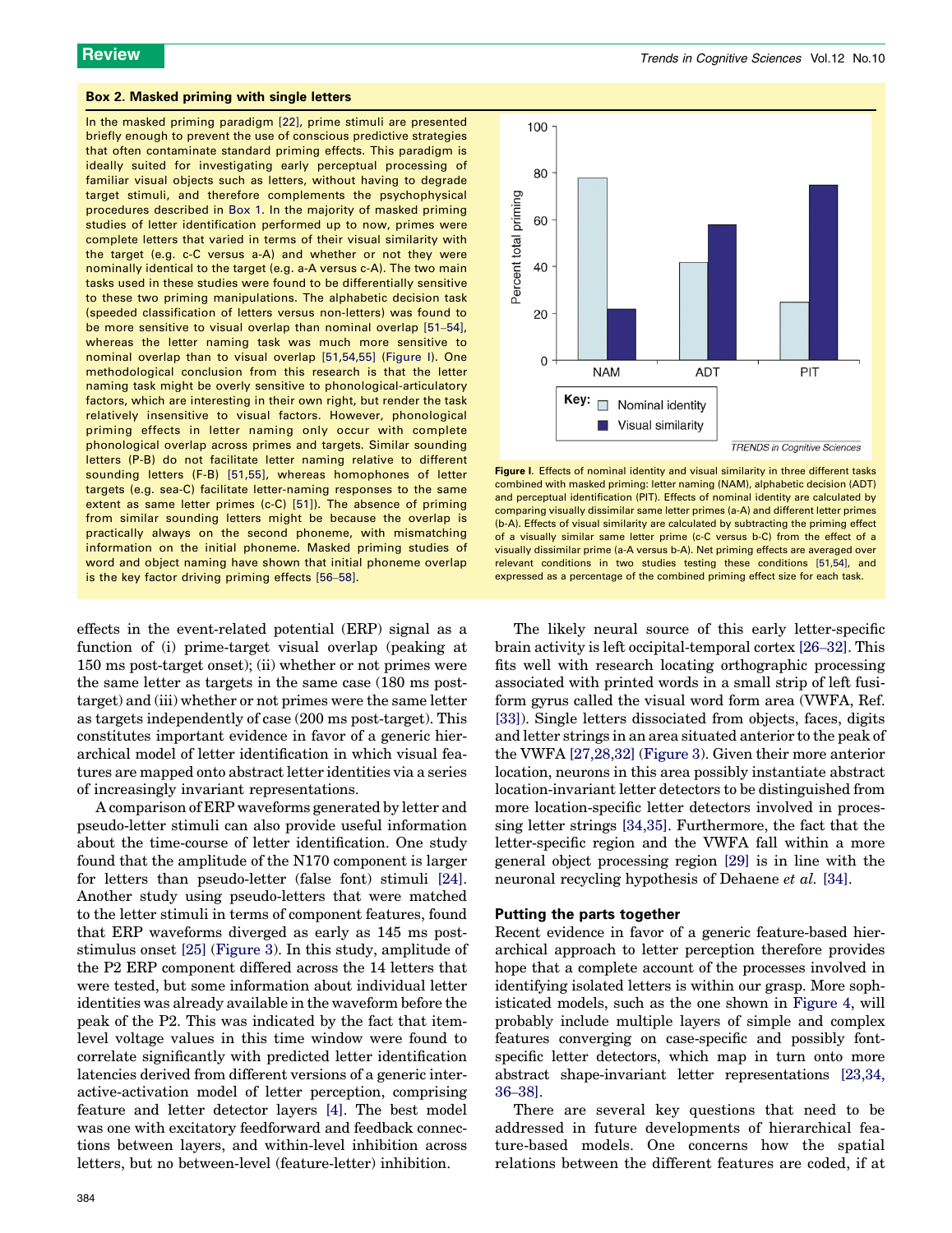### Box 2. Masked priming with single letters

In the masked priming paradigm [22], prime stimuli are presented briefly enough to prevent the use of conscious predictive strategies that often contaminate standard priming effects. This paradigm is ideally suited for investigating early perceptual processing of familiar visual objects such as letters, without having to degrade target stimuli, and therefore complements the psychophysical procedures described in Box 1. In the majority of masked priming studies of letter identification performed up to now, primes were complete letters that varied in terms of their visual similarity with the target (e.g. c-C versus a-A) and whether or not they were nominally identical to the target (e.g. a-A versus c-A). The two main tasks used in these studies were found to be differentially sensitive to these two priming manipulations. The alphabetic decision task (speeded classification of letters versus non-letters) was found to be more sensitive to visual overlap than nominal overlap [51–54], whereas the letter naming task was much more sensitive to nominal overlap than to visual overlap [51,54,55] (Figure I). One methodological conclusion from this research is that the letter naming task might be overly sensitive to phonological-articulatory factors, which are interesting in their own right, but render the task relatively insensitive to visual factors. However, phonological priming effects in letter naming only occur with complete phonological overlap across primes and targets. Similar sounding letters (P-B) do not facilitate letter naming relative to different sounding letters (F-B) [51,55], whereas homophones of letter targets (e.g. sea-C) facilitate letter-naming responses to the same extent as same letter primes (c-C) [51]). The absence of priming from similar sounding letters might be because the overlap is practically always on the second phoneme, with mismatching information on the initial phoneme. Masked priming studies of word and object naming have shown that initial phoneme overlap is the key factor driving priming effects [56–58].

Figure I. Effects of nominal identity and visual similarity in three different tasks combined with masked priming: letter naming (NAM), alphabetic decision (ADT) and perceptual identification (PIT). Effects of nominal identity are calculated by comparing visually dissimilar same letter primes (a-A) and different letter primes (b-A). Effects of visual similarity are calculated by subtracting the priming effect of a visually similar same letter prime (c-C versus b-C) from the effect of a visually dissimilar prime (a-A versus b-A). Net priming effects are averaged over relevant conditions in two studies testing these conditions [51,54], and expressed as a percentage of the combined priming effect size for each task.

effects in the event-related potential (ERP) signal as a function of (i) prime-target visual overlap (peaking at 150 ms post-target onset); (ii) whether or not primes were the same letter as targets in the same case (180 ms post-target) and (iii) whether or not primes were the same letter as targets independently of case (200 ms post-target). This constitutes important evidence in favor of a generic hierarchical model of letter identification in which visual features are mapped onto abstract letter identities via a series of increasingly invariant representations.

A comparison of ERP waveforms generated by letter and pseudo-letter stimuli can also provide useful information about the time-course of letter identification. One study found that the amplitude of the N170 component is larger for letters than pseudo-letter (false font) stimuli [24]. Another study using pseudo-letters that were matched to the letter stimuli in terms of component features, found that ERP waveforms diverged as early as 145 ms post-stimulus onset [25] (Figure 3). In this study, amplitude of the P2 ERP component differed across the 14 letters that were tested, but some information about individual letter identities was already available in the waveform before the peak of the P2. This was indicated by the fact that item-level voltage values in this time window were found to correlate significantly with predicted letter identification latencies derived from different versions of a generic interactive-activation model of letter perception, comprising feature and letter detector layers [4]. The best model was one with excitatory feedforward and feedback connections between layers, and within-level inhibition across letters, but no between-level (feature-letter) inhibition.

The likely neural source of this early letter-specific brain activity is left occipital-temporal cortex [26–32]. This fits well with research locating orthographic processing associated with printed words in a small strip of left fusiform gyrus called the visual word form area (VWFA, Ref. [33]). Single letters dissociated from objects, faces, digits and letter strings in an area situated anterior to the peak of the VWFA [27,28,32] (Figure 3). Given their more anterior location, neurons in this area possibly instantiate abstract location-invariant letter detectors to be distinguished from more location-specific letter detectors involved in processing letter strings [34,35]. Furthermore, the fact that the letter-specific region and the VWFA fall within a more general object processing region [29] is in line with the neuronal recycling hypothesis of Dehaene *et al.* [34].

## Putting the parts together

Recent evidence in favor of a generic feature-based hierarchical approach to letter perception therefore provides hope that a complete account of the processes involved in identifying isolated letters is within our grasp. More sophisticated models, such as the one shown in Figure 4, will probably include multiple layers of simple and complex features converging on case-specific and possibly font-specific letter detectors, which map in turn onto more abstract shape-invariant letter representations [23,34, 36–38].

There are several key questions that need to be addressed in future developments of hierarchical feature-based models. One concerns how the spatial relations between the different features are coded, if at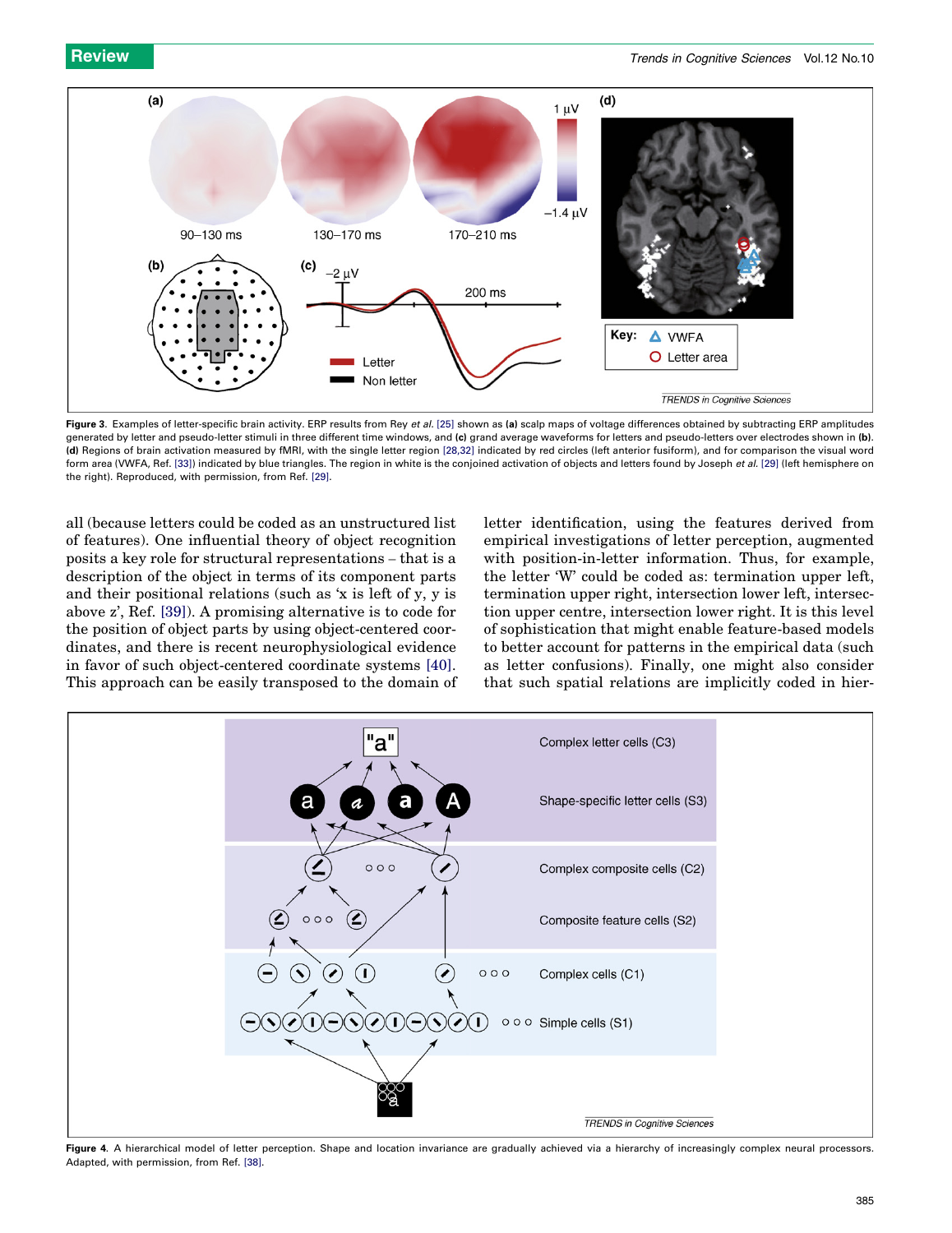**Figure 3.** Examples of letter-specific brain activity. ERP results from Rey *et al.* [25] shown as **(a)** scalp maps of voltage differences obtained by subtracting ERP amplitudes generated by letter and pseudo-letter stimuli in three different time windows, and **(c)** grand average waveforms for letters and pseudo-letters over electrodes shown in **(b)**. **(d)** Regions of brain activation measured by fMRI, with the single letter region [28,32] indicated by red circles (left anterior fusiform), and for comparison the visual word form area (VWFA, Ref. [33]) indicated by blue triangles. The region in white is the conjoined activation of objects and letters found by Joseph *et al.* [29] (left hemisphere on the right). Reproduced, with permission, from Ref. [29].

all (because letters could be coded as an unstructured list of features). One influential theory of object recognition posits a key role for structural representations – that is a description of the object in terms of its component parts and their positional relations (such as 'x is left of y, y is above z', Ref. [39]). A promising alternative is to code for the position of object parts by using object-centered coordinates, and there is recent neurophysiological evidence in favor of such object-centered coordinate systems [40]. This approach can be easily transposed to the domain of letter identification, using the features derived from empirical investigations of letter perception, augmented with position-in-letter information. Thus, for example, the letter 'W' could be coded as: termination upper left, termination upper right, intersection lower left, intersection upper centre, intersection lower right. It is this level of sophistication that might enable feature-based models to better account for patterns in the empirical data (such as letter confusions). Finally, one might also consider that such spatial relations are implicitly coded in hier-

**Figure 4.** A hierarchical model of letter perception. Shape and location invariance are gradually achieved via a hierarchy of increasingly complex neural processors. Adapted, with permission, from Ref. [38].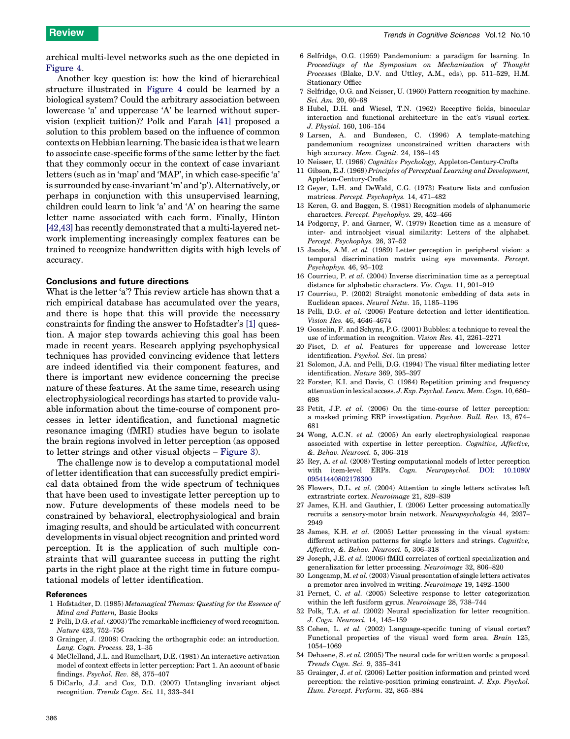archical multi-level networks such as the one depicted in Figure 4.

Another key question is: how the kind of hierarchical structure illustrated in Figure 4 could be learned by a biological system? Could the arbitrary association between lowercase 'a' and uppercase 'A' be learned without supervision (explicit tuition)? Polk and Farah [41] proposed a solution to this problem based on the influence of common contexts on Hebbian learning. The basic idea is that we learn to associate case-specific forms of the same letter by the fact that they commonly occur in the context of case invariant letters (such as in 'map' and 'MAP', in which case-specific 'a' is surrounded by case-invariant 'm' and 'p'). Alternatively, or perhaps in conjunction with this unsupervised learning, children could learn to link 'a' and 'A' on hearing the same letter name associated with each form. Finally, Hinton [42,43] has recently demonstrated that a multi-layered network implementing increasingly complex features can be trained to recognize handwritten digits with high levels of accuracy.

## Conclusions and future directions

What is the letter 'a'? This review article has shown that a rich empirical database has accumulated over the years, and there is hope that this will provide the necessary constraints for finding the answer to Hofstadter's [1] question. A major step towards achieving this goal has been made in recent years. Research applying psychophysical techniques has provided convincing evidence that letters are indeed identified via their component features, and there is important new evidence concerning the precise nature of these features. At the same time, research using electrophysiological recordings has started to provide valuable information about the time-course of component processes in letter identification, and functional magnetic resonance imaging (fMRI) studies have begun to isolate the brain regions involved in letter perception (as opposed to letter strings and other visual objects – Figure 3).

The challenge now is to develop a computational model of letter identification that can successfully predict empirical data obtained from the wide spectrum of techniques that have been used to investigate letter perception up to now. Future developments of these models need to be constrained by behavioral, electrophysiological and brain imaging results, and should be articulated with concurrent developments in visual object recognition and printed word perception. It is the application of such multiple constraints that will guarantee success in putting the right parts in the right place at the right time in future computational models of letter identification.

### References

1 Hofstadter, D. (1985) *Metamagical Themas: Questing for the Essence of Mind and Pattern,* Basic Books
2 Pelli, D.G. *et al.* (2003) The remarkable inefficiency of word recognition. *Nature* 423, 752–756
3 Grainger, J. (2008) Cracking the orthographic code: an introduction. *Lang. Cogn. Process.* 23, 1–35
4 McClelland, J.L. and Rumelhart, D.E. (1981) An interactive activation model of context effects in letter perception: Part 1. An account of basic findings. *Psychol. Rev.* 88, 375–407
5 DiCarlo, J.J. and Cox, D.D. (2007) Untangling invariant object recognition. *Trends Cogn. Sci.* 11, 333–341
6 Selfridge, O.G. (1959) Pandemonium: a paradigm for learning. In *Proceedings of the Symposium on Mechanisation of Thought Processes* (Blake, D.V. and Uttley, A.M., eds), pp. 511–529, H.M. Stationary Office
7 Selfridge, O.G. and Neisser, U. (1960) Pattern recognition by machine. *Sci. Am.* 20, 60–68
8 Hubel, D.H. and Wiesel, T.N. (1962) Receptive fields, binocular interaction and functional architecture in the cat's visual cortex. *J. Physiol.* 160, 106–154
9 Larsen, A. and Bundesen, C. (1996) A template-matching pandemonium recognizes unconstrained written characters with high accuracy. *Mem. Cognit.* 24, 136–143
10 Neisser, U. (1966) *Cognitive Psychology,* Appleton-Century-Crofts
11 Gibson, E.J. (1969) *Principles of Perceptual Learning and Development,* Appleton-Century-Crofts
12 Geyer, L.H. and DeWald, C.G. (1973) Feature lists and confusion matrices. *Percept. Psychophys.* 14, 471–482
13 Keren, G. and Baggen, S. (1981) Recognition models of alphanumeric characters. *Percept. Psychophys.* 29, 452–466
14 Podgorny, P. and Garner, W. (1979) Reaction time as a measure of inter- and intraobject visual similarity: Letters of the alphabet. *Percept. Psychophys.* 26, 37–52
15 Jacobs, A.M. *et al.* (1989) Letter perception in peripheral vision: a temporal discrimination matrix using eye movements. *Percept. Psychophys.* 46, 95–102
16 Courrieu, P. *et al.* (2004) Inverse discrimination time as a perceptual distance for alphabetic characters. *Vis. Cogn.* 11, 901–919
17 Courrieu, P. (2002) Straight monotonic embedding of data sets in Euclidean spaces. *Neural Netw.* 15, 1185–1196
18 Pelli, D.G. *et al.* (2006) Feature detection and letter identification. *Vision Res.* 46, 4646–4674
19 Gosselin, F. and Schyns, P.G. (2001) Bubbles: a technique to reveal the use of information in recognition. *Vision Res.* 41, 2261–2271
20 Fiset, D. *et al.* Features for uppercase and lowercase letter identification. *Psychol. Sci.* (in press)
21 Solomon, J.A. and Pelli, D.G. (1994) The visual filter mediating letter identification. *Nature* 369, 395–397
22 Forster, K.I. and Davis, C. (1984) Repetition priming and frequency attenuation in lexical access. *J. Exp. Psychol. Learn. Mem. Cogn.* 10, 680–698
23 Petit, J.P. *et al.* (2006) On the time-course of letter perception: a masked priming ERP investigation. *Psychon. Bull. Rev.* 13, 674–681
24 Wong, A.C.N. *et al.* (2005) An early electrophysiological response associated with expertise in letter perception. *Cognitive, Affective, &. Behav. Neurosci.* 5, 306–318
25 Rey, A. *et al.* (2008) Testing computational models of letter perception with item-level ERPs. *Cogn. Neuropsychol.* DOI: 10.1080/09541440802176300
26 Flowers, D.L. *et al.* (2004) Attention to single letters activates left extrastriate cortex. *Neuroimage* 21, 829–839
27 James, K.H. and Gauthier, I. (2006) Letter processing automatically recruits a sensory-motor brain network. *Neuropsychologia* 44, 2937–2949
28 James, K.H. *et al.* (2005) Letter processing in the visual system: different activation patterns for single letters and strings. *Cognitive, Affective, &. Behav. Neurosci.* 5, 306–318
29 Joseph, J.E. *et al.* (2006) fMRI correlates of cortical specialization and generalization for letter processing. *Neuroimage* 32, 806–820
30 Longcamp, M. *et al.* (2003) Visual presentation of single letters activates a premotor area involved in writing. *Neuroimage* 19, 1492–1500
31 Pernet, C. *et al.* (2005) Selective response to letter categorization within the left fusiform gyrus. *Neuroimage* 28, 738–744
32 Polk, T.A. *et al.* (2002) Neural specialization for letter recognition. *J. Cogn. Neurosci.* 14, 145–159
33 Cohen, L. *et al.* (2002) Language-specific tuning of visual cortex? Functional properties of the visual word form area. *Brain* 125, 1054–1069
34 Dehaene, S. *et al.* (2005) The neural code for written words: a proposal. *Trends Cogn. Sci.* 9, 335–341
35 Grainger, J. *et al.* (2006) Letter position information and printed word perception: the relative-position priming constraint. *J. Exp. Psychol. Hum. Percept. Perform.* 32, 865–884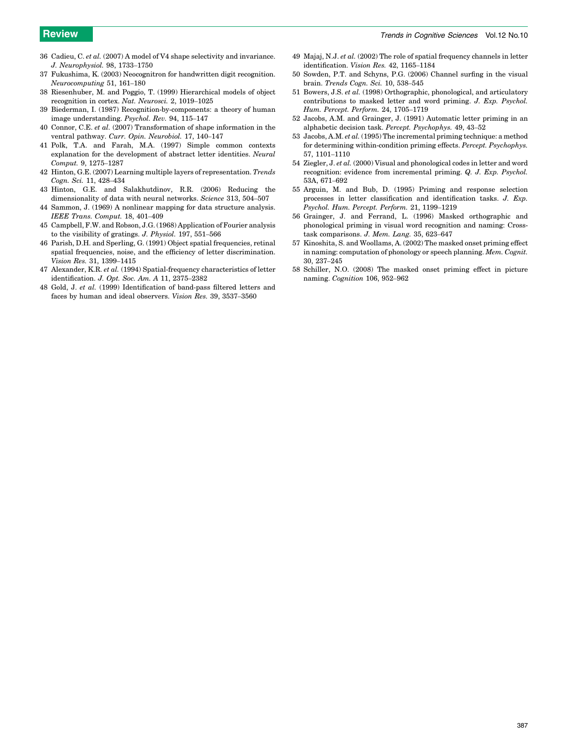36 Cadieu, C. *et al.* (2007) A model of V4 shape selectivity and invariance. *J. Neurophysiol.* 98, 1733–1750

37 Fukushima, K. (2003) Neocognitron for handwritten digit recognition. *Neurocomputing* 51, 161–180

38 Riesenhuber, M. and Poggio, T. (1999) Hierarchical models of object recognition in cortex. *Nat. Neurosci.* 2, 1019–1025

39 Biederman, I. (1987) Recognition-by-components: a theory of human image understanding. *Psychol. Rev.* 94, 115–147

40 Connor, C.E. *et al.* (2007) Transformation of shape information in the ventral pathway. *Curr. Opin. Neurobiol.* 17, 140–147

41 Polk, T.A. and Farah, M.A. (1997) Simple common contexts explanation for the development of abstract letter identities. *Neural Comput.* 9, 1275–1287

42 Hinton, G.E. (2007) Learning multiple layers of representation. *Trends Cogn. Sci.* 11, 428–434

43 Hinton, G.E. and Salakhutdinov, R.R. (2006) Reducing the dimensionality of data with neural networks. *Science* 313, 504–507

44 Sammon, J. (1969) A nonlinear mapping for data structure analysis. *IEEE Trans. Comput.* 18, 401–409

45 Campbell, F.W. and Robson, J.G. (1968) Application of Fourier analysis to the visibility of gratings. *J. Physiol.* 197, 551–566

46 Parish, D.H. and Sperling, G. (1991) Object spatial frequencies, retinal spatial frequencies, noise, and the efficiency of letter discrimination. *Vision Res.* 31, 1399–1415

47 Alexander, K.R. *et al.* (1994) Spatial-frequency characteristics of letter identification. *J. Opt. Soc. Am. A* 11, 2375–2382

48 Gold, J. *et al.* (1999) Identification of band-pass filtered letters and faces by human and ideal observers. *Vision Res.* 39, 3537–3560

49 Majaj, N.J. *et al.* (2002) The role of spatial frequency channels in letter identification. *Vision Res.* 42, 1165–1184

50 Sowden, P.T. and Schyns, P.G. (2006) Channel surfing in the visual brain. *Trends Cogn. Sci.* 10, 538–545

51 Bowers, J.S. *et al.* (1998) Orthographic, phonological, and articulatory contributions to masked letter and word priming. *J. Exp. Psychol. Hum. Percept. Perform.* 24, 1705–1719

52 Jacobs, A.M. and Grainger, J. (1991) Automatic letter priming in an alphabetic decision task. *Percept. Psychophys.* 49, 43–52

53 Jacobs, A.M. *et al.* (1995) The incremental priming technique: a method for determining within-condition priming effects. *Percept. Psychophys.* 57, 1101–1110

54 Ziegler, J. *et al.* (2000) Visual and phonological codes in letter and word recognition: evidence from incremental priming. *Q. J. Exp. Psychol.* 53A, 671–692

55 Arguin, M. and Bub, D. (1995) Priming and response selection processes in letter classification and identification tasks. *J. Exp. Psychol. Hum. Percept. Perform.* 21, 1199–1219

56 Grainger, J. and Ferrand, L. (1996) Masked orthographic and phonological priming in visual word recognition and naming: Cross-task comparisons. *J. Mem. Lang.* 35, 623–647

57 Kinoshita, S. and Woollams, A. (2002) The masked onset priming effect in naming: computation of phonology or speech planning. *Mem. Cognit.* 30, 237–245

58 Schiller, N.O. (2008) The masked onset priming effect in picture naming. *Cognition* 106, 952–962